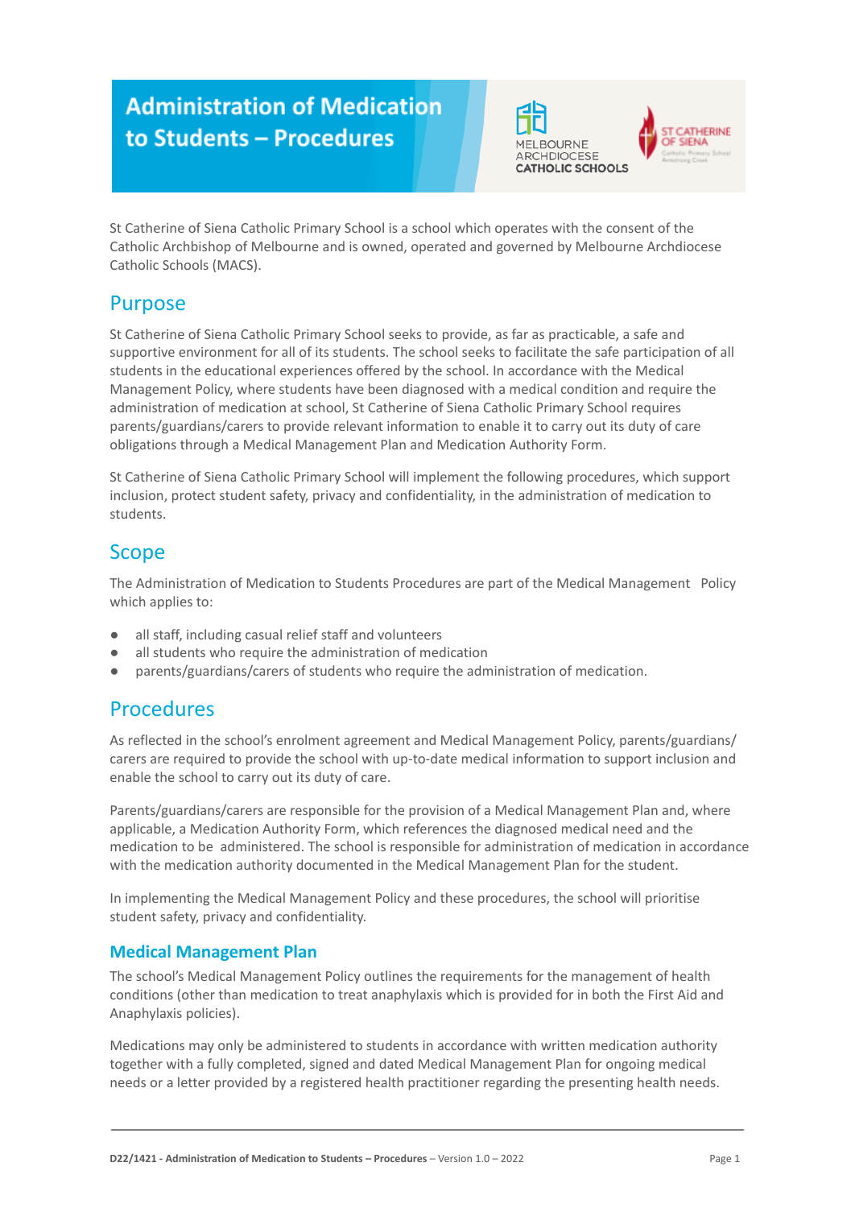# Administration of Medication to Students – Procedures

St Catherine of Siena Catholic Primary School is a school which operates with the consent of the Catholic Archbishop of Melbourne and is owned, operated and governed by Melbourne Archdiocese Catholic Schools (MACS).

## Purpose

St Catherine of Siena Catholic Primary School seeks to provide, as far as practicable, a safe and supportive environment for all of its students. The school seeks to facilitate the safe participation of all students in the educational experiences offered by the school. In accordance with the Medical Management Policy, where students have been diagnosed with a medical condition and require the administration of medication at school, St Catherine of Siena Catholic Primary School requires parents/guardians/carers to provide relevant information to enable it to carry out its duty of care obligations through a Medical Management Plan and Medication Authority Form.

St Catherine of Siena Catholic Primary School will implement the following procedures, which support inclusion, protect student safety, privacy and confidentiality, in the administration of medication to students.

## Scope

The Administration of Medication to Students Procedures are part of the Medical Management Policy which applies to:

- all staff, including casual relief staff and volunteers
- all students who require the administration of medication
- parents/guardians/carers of students who require the administration of medication.

## Procedures

As reflected in the school's enrolment agreement and Medical Management Policy, parents/guardians/carers are required to provide the school with up-to-date medical information to support inclusion and enable the school to carry out its duty of care.

Parents/guardians/carers are responsible for the provision of a Medical Management Plan and, where applicable, a Medication Authority Form, which references the diagnosed medical need and the medication to be administered. The school is responsible for administration of medication in accordance with the medication authority documented in the Medical Management Plan for the student.

In implementing the Medical Management Policy and these procedures, the school will prioritise student safety, privacy and confidentiality.

### Medical Management Plan

The school's Medical Management Policy outlines the requirements for the management of health conditions (other than medication to treat anaphylaxis which is provided for in both the First Aid and Anaphylaxis policies).

Medications may only be administered to students in accordance with written medication authority together with a fully completed, signed and dated Medical Management Plan for ongoing medical needs or a letter provided by a registered health practitioner regarding the presenting health needs.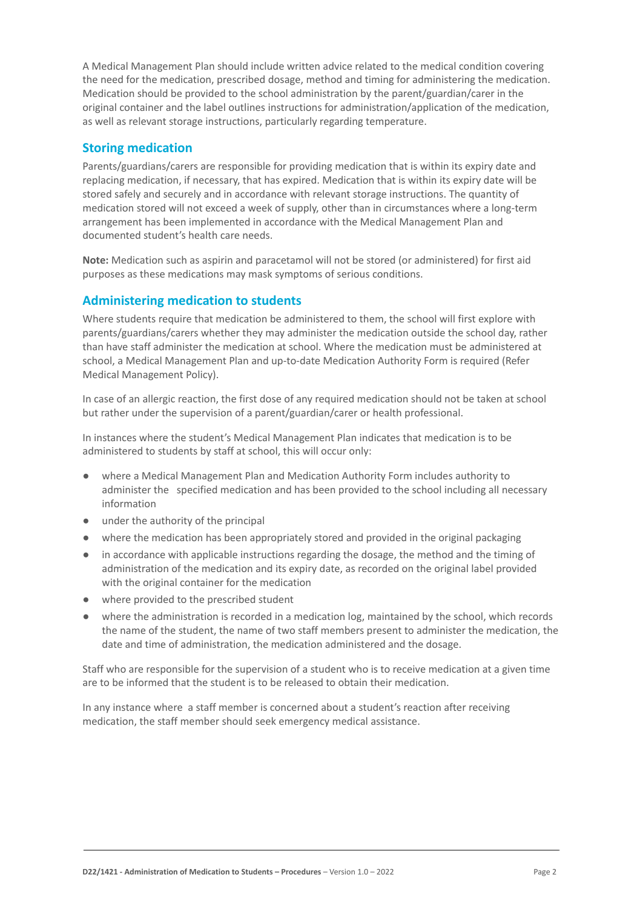A Medical Management Plan should include written advice related to the medical condition covering the need for the medication, prescribed dosage, method and timing for administering the medication. Medication should be provided to the school administration by the parent/guardian/carer in the original container and the label outlines instructions for administration/application of the medication, as well as relevant storage instructions, particularly regarding temperature.

## Storing medication

Parents/guardians/carers are responsible for providing medication that is within its expiry date and replacing medication, if necessary, that has expired. Medication that is within its expiry date will be stored safely and securely and in accordance with relevant storage instructions. The quantity of medication stored will not exceed a week of supply, other than in circumstances where a long-term arrangement has been implemented in accordance with the Medical Management Plan and documented student's health care needs.

**Note:** Medication such as aspirin and paracetamol will not be stored (or administered) for first aid purposes as these medications may mask symptoms of serious conditions.

## Administering medication to students

Where students require that medication be administered to them, the school will first explore with parents/guardians/carers whether they may administer the medication outside the school day, rather than have staff administer the medication at school. Where the medication must be administered at school, a Medical Management Plan and up-to-date Medication Authority Form is required (Refer Medical Management Policy).

In case of an allergic reaction, the first dose of any required medication should not be taken at school but rather under the supervision of a parent/guardian/carer or health professional.

In instances where the student's Medical Management Plan indicates that medication is to be administered to students by staff at school, this will occur only:

- where a Medical Management Plan and Medication Authority Form includes authority to administer the specified medication and has been provided to the school including all necessary information
- under the authority of the principal
- where the medication has been appropriately stored and provided in the original packaging
- in accordance with applicable instructions regarding the dosage, the method and the timing of administration of the medication and its expiry date, as recorded on the original label provided with the original container for the medication
- where provided to the prescribed student
- where the administration is recorded in a medication log, maintained by the school, which records the name of the student, the name of two staff members present to administer the medication, the date and time of administration, the medication administered and the dosage.

Staff who are responsible for the supervision of a student who is to receive medication at a given time are to be informed that the student is to be released to obtain their medication.

In any instance where a staff member is concerned about a student's reaction after receiving medication, the staff member should seek emergency medical assistance.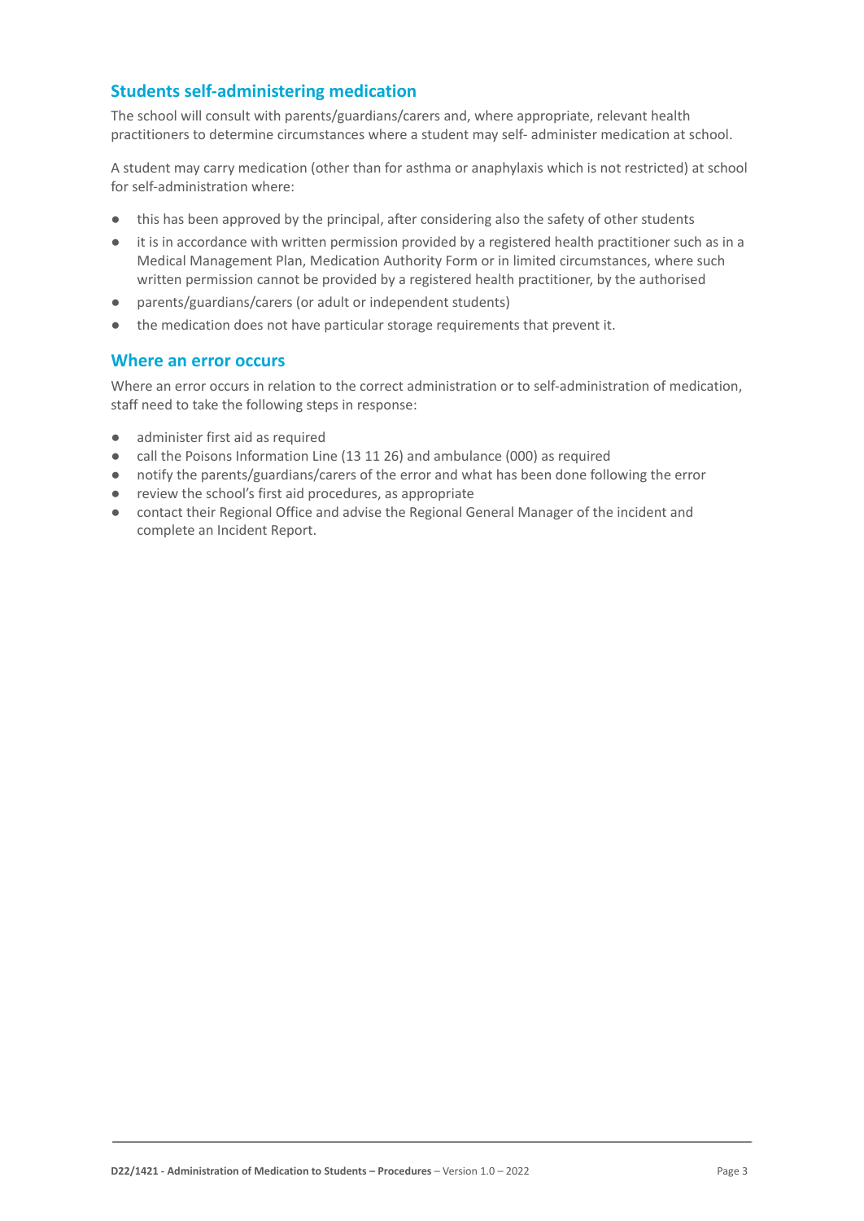## Students self-administering medication

The school will consult with parents/guardians/carers and, where appropriate, relevant health practitioners to determine circumstances where a student may self- administer medication at school.

A student may carry medication (other than for asthma or anaphylaxis which is not restricted) at school for self-administration where:

- this has been approved by the principal, after considering also the safety of other students
- it is in accordance with written permission provided by a registered health practitioner such as in a Medical Management Plan, Medication Authority Form or in limited circumstances, where such written permission cannot be provided by a registered health practitioner, by the authorised
- parents/guardians/carers (or adult or independent students)
- the medication does not have particular storage requirements that prevent it.

## Where an error occurs

Where an error occurs in relation to the correct administration or to self-administration of medication, staff need to take the following steps in response:

- administer first aid as required
- call the Poisons Information Line (13 11 26) and ambulance (000) as required
- notify the parents/guardians/carers of the error and what has been done following the error
- review the school's first aid procedures, as appropriate
- contact their Regional Office and advise the Regional General Manager of the incident and complete an Incident Report.